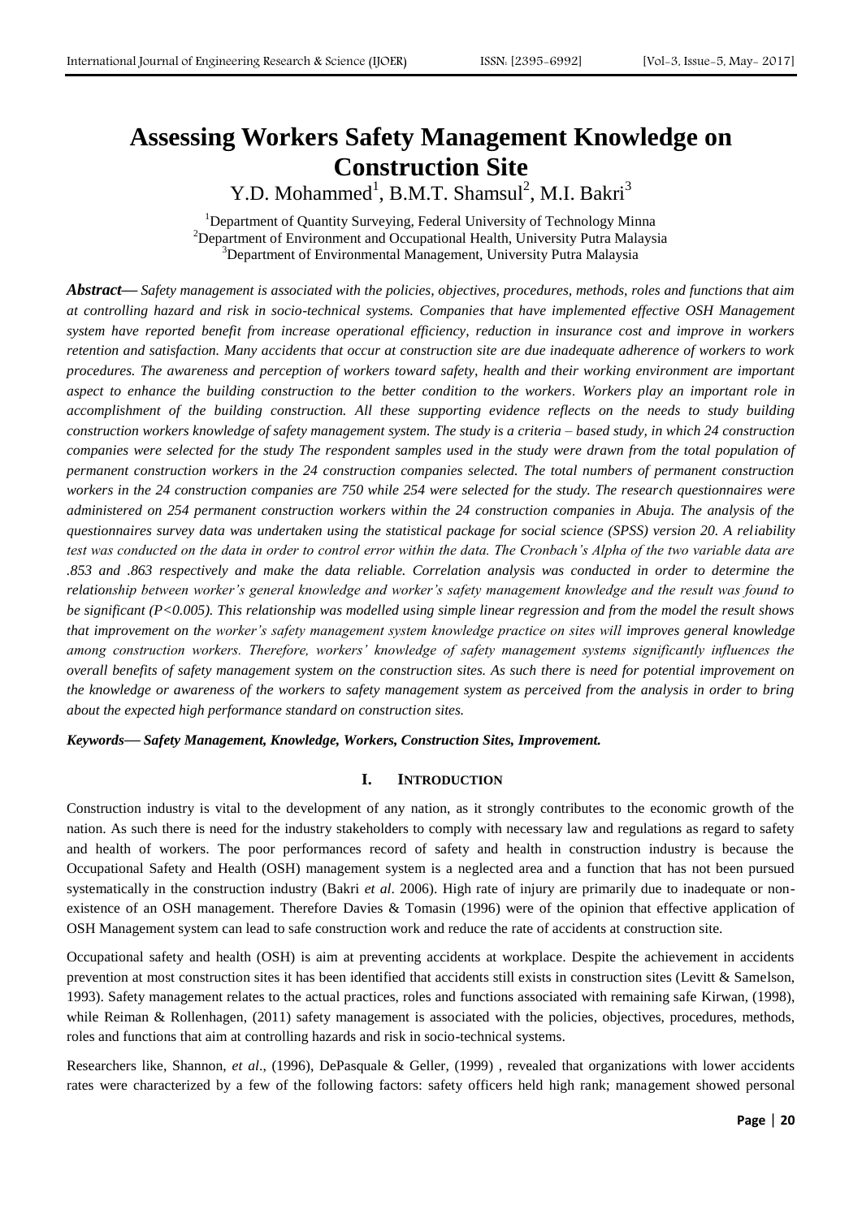# Assessing Workers Safety Management Knowledge on Construction Site

Y.D. Mohammed[1], B.M.T. Shamsul[2], M.I. Bakri[3]

[1]Department of Quantity Surveying, Federal University of Technology Minna
[2]Department of Environment and Occupational Health, University Putra Malaysia
[3]Department of Environmental Management, University Putra Malaysia

***Abstract*****—** *Safety management is associated with the policies, objectives, procedures, methods, roles and functions that aim at controlling hazard and risk in socio-technical systems. Companies that have implemented effective OSH Management system have reported benefit from increase operational efficiency, reduction in insurance cost and improve in workers retention and satisfaction. Many accidents that occur at construction site are due inadequate adherence of workers to work procedures. The awareness and perception of workers toward safety, health and their working environment are important aspect to enhance the building construction to the better condition to the workers. Workers play an important role in accomplishment of the building construction. All these supporting evidence reflects on the needs to study building construction workers knowledge of safety management system. The study is a criteria – based study, in which 24 construction companies were selected for the study The respondent samples used in the study were drawn from the total population of permanent construction workers in the 24 construction companies selected. The total numbers of permanent construction workers in the 24 construction companies are 750 while 254 were selected for the study. The research questionnaires were administered on 254 permanent construction workers within the 24 construction companies in Abuja. The analysis of the questionnaires survey data was undertaken using the statistical package for social science (SPSS) version 20. A reliability test was conducted on the data in order to control error within the data. The Cronbach's Alpha of the two variable data are .853 and .863 respectively and make the data reliable. Correlation analysis was conducted in order to determine the relationship between worker's general knowledge and worker's safety management knowledge and the result was found to be significant (P<0.005). This relationship was modelled using simple linear regression and from the model the result shows that improvement on the worker's safety management system knowledge practice on sites will improves general knowledge among construction workers. Therefore, workers' knowledge of safety management systems significantly influences the overall benefits of safety management system on the construction sites. As such there is need for potential improvement on the knowledge or awareness of the workers to safety management system as perceived from the analysis in order to bring about the expected high performance standard on construction sites.*

***Keywords*****—** ***Safety Management, Knowledge, Workers, Construction Sites, Improvement.***

## I. INTRODUCTION

Construction industry is vital to the development of any nation, as it strongly contributes to the economic growth of the nation. As such there is need for the industry stakeholders to comply with necessary law and regulations as regard to safety and health of workers. The poor performances record of safety and health in construction industry is because the Occupational Safety and Health (OSH) management system is a neglected area and a function that has not been pursued systematically in the construction industry (Bakri *et al*. 2006). High rate of injury are primarily due to inadequate or non-existence of an OSH management. Therefore Davies & Tomasin (1996) were of the opinion that effective application of OSH Management system can lead to safe construction work and reduce the rate of accidents at construction site.

Occupational safety and health (OSH) is aim at preventing accidents at workplace. Despite the achievement in accidents prevention at most construction sites it has been identified that accidents still exists in construction sites (Levitt & Samelson, 1993). Safety management relates to the actual practices, roles and functions associated with remaining safe Kirwan, (1998), while Reiman & Rollenhagen, (2011) safety management is associated with the policies, objectives, procedures, methods, roles and functions that aim at controlling hazards and risk in socio-technical systems.

Researchers like, Shannon, *et al*., (1996), DePasquale & Geller, (1999) , revealed that organizations with lower accidents rates were characterized by a few of the following factors: safety officers held high rank; management showed personal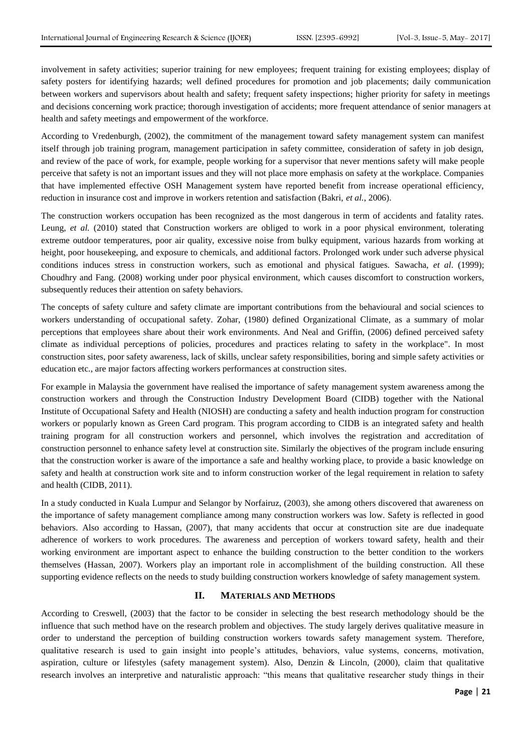involvement in safety activities; superior training for new employees; frequent training for existing employees; display of safety posters for identifying hazards; well defined procedures for promotion and job placements; daily communication between workers and supervisors about health and safety; frequent safety inspections; higher priority for safety in meetings and decisions concerning work practice; thorough investigation of accidents; more frequent attendance of senior managers at health and safety meetings and empowerment of the workforce.

According to Vredenburgh, (2002), the commitment of the management toward safety management system can manifest itself through job training program, management participation in safety committee, consideration of safety in job design, and review of the pace of work, for example, people working for a supervisor that never mentions safety will make people perceive that safety is not an important issues and they will not place more emphasis on safety at the workplace. Companies that have implemented effective OSH Management system have reported benefit from increase operational efficiency, reduction in insurance cost and improve in workers retention and satisfaction (Bakri, *et al.*, 2006).

The construction workers occupation has been recognized as the most dangerous in term of accidents and fatality rates. Leung, *et al.* (2010) stated that Construction workers are obliged to work in a poor physical environment, tolerating extreme outdoor temperatures, poor air quality, excessive noise from bulky equipment, various hazards from working at height, poor housekeeping, and exposure to chemicals, and additional factors. Prolonged work under such adverse physical conditions induces stress in construction workers, such as emotional and physical fatigues. Sawacha, *et al*. (1999); Choudhry and Fang. (2008) working under poor physical environment, which causes discomfort to construction workers, subsequently reduces their attention on safety behaviors.

The concepts of safety culture and safety climate are important contributions from the behavioural and social sciences to workers understanding of occupational safety. Zohar, (1980) defined Organizational Climate, as a summary of molar perceptions that employees share about their work environments. And Neal and Griffin, (2006) defined perceived safety climate as individual perceptions of policies, procedures and practices relating to safety in the workplace". In most construction sites, poor safety awareness, lack of skills, unclear safety responsibilities, boring and simple safety activities or education etc., are major factors affecting workers performances at construction sites.

For example in Malaysia the government have realised the importance of safety management system awareness among the construction workers and through the Construction Industry Development Board (CIDB) together with the National Institute of Occupational Safety and Health (NIOSH) are conducting a safety and health induction program for construction workers or popularly known as Green Card program. This program according to CIDB is an integrated safety and health training program for all construction workers and personnel, which involves the registration and accreditation of construction personnel to enhance safety level at construction site. Similarly the objectives of the program include ensuring that the construction worker is aware of the importance a safe and healthy working place, to provide a basic knowledge on safety and health at construction work site and to inform construction worker of the legal requirement in relation to safety and health (CIDB, 2011).

In a study conducted in Kuala Lumpur and Selangor by Norfairuz, (2003), she among others discovered that awareness on the importance of safety management compliance among many construction workers was low. Safety is reflected in good behaviors. Also according to Hassan, (2007), that many accidents that occur at construction site are due inadequate adherence of workers to work procedures. The awareness and perception of workers toward safety, health and their working environment are important aspect to enhance the building construction to the better condition to the workers themselves (Hassan, 2007). Workers play an important role in accomplishment of the building construction. All these supporting evidence reflects on the needs to study building construction workers knowledge of safety management system.

## II. MATERIALS AND METHODS

According to Creswell, (2003) that the factor to be consider in selecting the best research methodology should be the influence that such method have on the research problem and objectives. The study largely derives qualitative measure in order to understand the perception of building construction workers towards safety management system. Therefore, qualitative research is used to gain insight into people's attitudes, behaviors, value systems, concerns, motivation, aspiration, culture or lifestyles (safety management system). Also, Denzin & Lincoln, (2000), claim that qualitative research involves an interpretive and naturalistic approach: "this means that qualitative researcher study things in their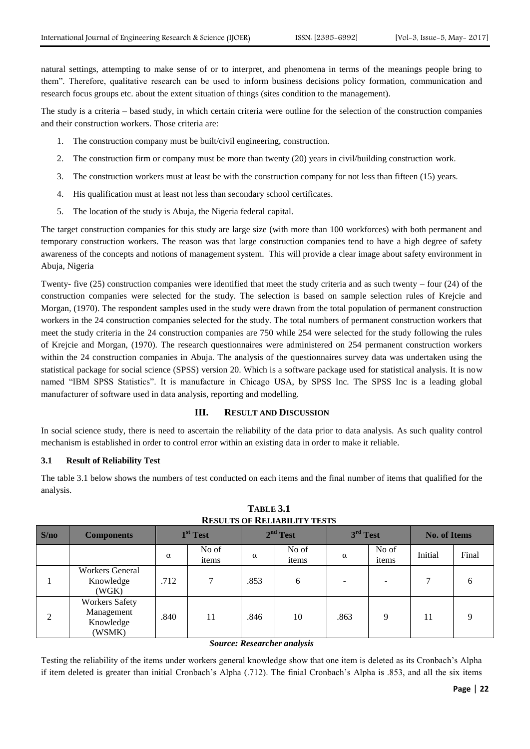natural settings, attempting to make sense of or to interpret, and phenomena in terms of the meanings people bring to them". Therefore, qualitative research can be used to inform business decisions policy formation, communication and research focus groups etc. about the extent situation of things (sites condition to the management).

The study is a criteria – based study, in which certain criteria were outline for the selection of the construction companies and their construction workers. Those criteria are:

1. The construction company must be built/civil engineering, construction.
2. The construction firm or company must be more than twenty (20) years in civil/building construction work.
3. The construction workers must at least be with the construction company for not less than fifteen (15) years.
4. His qualification must at least not less than secondary school certificates.
5. The location of the study is Abuja, the Nigeria federal capital.

The target construction companies for this study are large size (with more than 100 workforces) with both permanent and temporary construction workers. The reason was that large construction companies tend to have a high degree of safety awareness of the concepts and notions of management system. This will provide a clear image about safety environment in Abuja, Nigeria

Twenty- five (25) construction companies were identified that meet the study criteria and as such twenty – four (24) of the construction companies were selected for the study. The selection is based on sample selection rules of Krejcie and Morgan, (1970). The respondent samples used in the study were drawn from the total population of permanent construction workers in the 24 construction companies selected for the study. The total numbers of permanent construction workers that meet the study criteria in the 24 construction companies are 750 while 254 were selected for the study following the rules of Krejcie and Morgan, (1970). The research questionnaires were administered on 254 permanent construction workers within the 24 construction companies in Abuja. The analysis of the questionnaires survey data was undertaken using the statistical package for social science (SPSS) version 20. Which is a software package used for statistical analysis. It is now named "IBM SPSS Statistics". It is manufacture in Chicago USA, by SPSS Inc. The SPSS Inc is a leading global manufacturer of software used in data analysis, reporting and modelling.

## III. RESULT AND DISCUSSION

In social science study, there is need to ascertain the reliability of the data prior to data analysis. As such quality control mechanism is established in order to control error within an existing data in order to make it reliable.

### 3.1 Result of Reliability Test

The table 3.1 below shows the numbers of test conducted on each items and the final number of items that qualified for the analysis.

**TABLE 3.1**
**RESULTS OF RELIABILITY TESTS**

| S/no | Components | 1st Test | | 2nd Test | | 3rd Test | | No. of Items | |
|---|---|---|---|---|---|---|---|---|---|
| | | α | No of items | α | No of items | α | No of items | Initial | Final |
| 1 | Workers General Knowledge (WGK) | .712 | 7 | .853 | 6 | - | - | 7 | 6 |
| 2 | Workers Safety Management Knowledge (WSMK) | .840 | 11 | .846 | 10 | .863 | 9 | 11 | 9 |

***Source: Researcher analysis***

Testing the reliability of the items under workers general knowledge show that one item is deleted as its Cronbach's Alpha if item deleted is greater than initial Cronbach's Alpha (.712). The finial Cronbach's Alpha is .853, and all the six items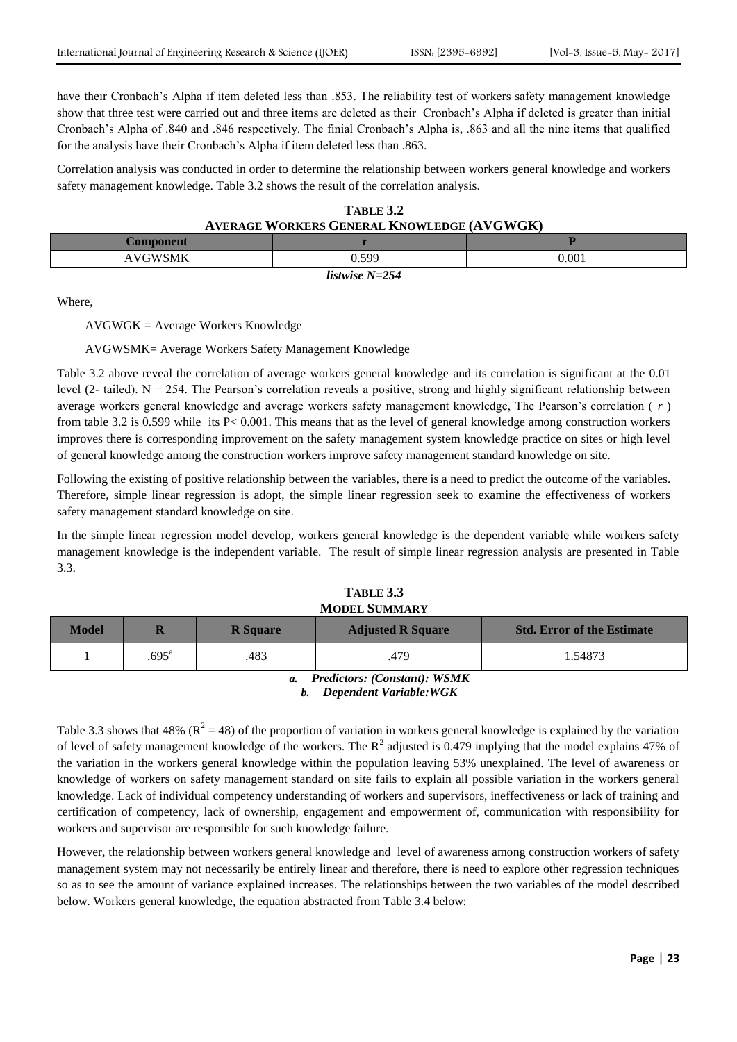have their Cronbach's Alpha if item deleted less than .853. The reliability test of workers safety management knowledge show that three test were carried out and three items are deleted as their Cronbach's Alpha if deleted is greater than initial Cronbach's Alpha of .840 and .846 respectively. The finial Cronbach's Alpha is, .863 and all the nine items that qualified for the analysis have their Cronbach's Alpha if item deleted less than .863.

Correlation analysis was conducted in order to determine the relationship between workers general knowledge and workers safety management knowledge. Table 3.2 shows the result of the correlation analysis.

**TABLE 3.2**
**AVERAGE WORKERS GENERAL KNOWLEDGE (AVGWGK)**

| Component | r | P |
|---|---|---|
| AVGWSMK | 0.599 | 0.001 |

***listwise N=254***

Where,

AVGWGK = Average Workers Knowledge

AVGWSMK= Average Workers Safety Management Knowledge

Table 3.2 above reveal the correlation of average workers general knowledge and its correlation is significant at the 0.01 level (2- tailed). N = 254. The Pearson's correlation reveals a positive, strong and highly significant relationship between average workers general knowledge and average workers safety management knowledge, The Pearson's correlation ( *r* ) from table 3.2 is 0.599 while its P< 0.001. This means that as the level of general knowledge among construction workers improves there is corresponding improvement on the safety management system knowledge practice on sites or high level of general knowledge among the construction workers improve safety management standard knowledge on site.

Following the existing of positive relationship between the variables, there is a need to predict the outcome of the variables. Therefore, simple linear regression is adopt, the simple linear regression seek to examine the effectiveness of workers safety management standard knowledge on site.

In the simple linear regression model develop, workers general knowledge is the dependent variable while workers safety management knowledge is the independent variable. The result of simple linear regression analysis are presented in Table 3.3.

**TABLE 3.3**
**MODEL SUMMARY**

| Model | R | R Square | Adjusted R Square | Std. Error of the Estimate |
|---|---|---|---|---|
| 1 | .695[a] | .483 | .479 | 1.54873 |

*a. Predictors: (Constant): WSMK*
*b. Dependent Variable:WGK*

Table 3.3 shows that 48% ($R^2 = 48$) of the proportion of variation in workers general knowledge is explained by the variation of level of safety management knowledge of the workers. The $R^2$ adjusted is 0.479 implying that the model explains 47% of the variation in the workers general knowledge within the population leaving 53% unexplained. The level of awareness or knowledge of workers on safety management standard on site fails to explain all possible variation in the workers general knowledge. Lack of individual competency understanding of workers and supervisors, ineffectiveness or lack of training and certification of competency, lack of ownership, engagement and empowerment of, communication with responsibility for workers and supervisor are responsible for such knowledge failure.

However, the relationship between workers general knowledge and level of awareness among construction workers of safety management system may not necessarily be entirely linear and therefore, there is need to explore other regression techniques so as to see the amount of variance explained increases. The relationships between the two variables of the model described below. Workers general knowledge, the equation abstracted from Table 3.4 below: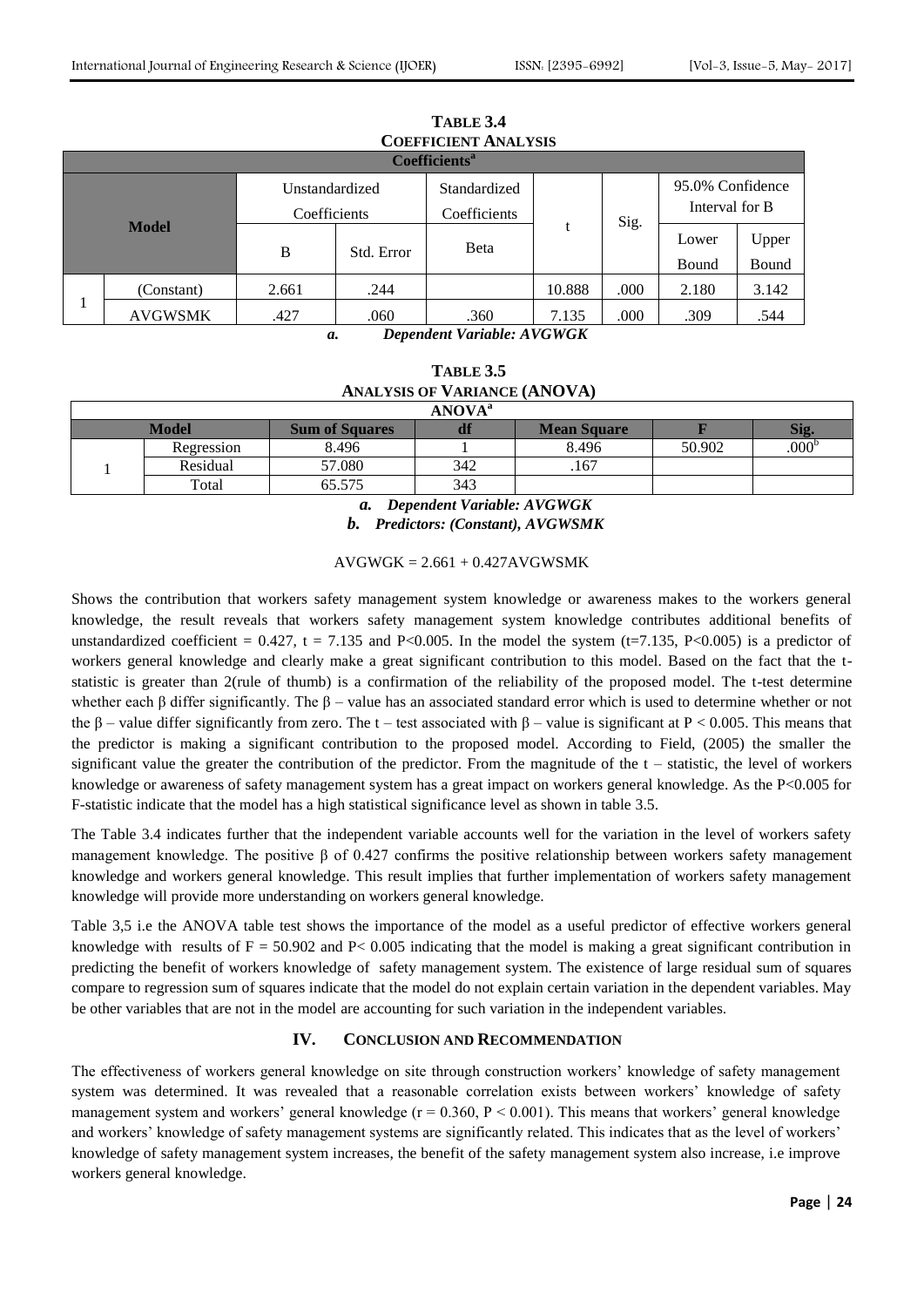**TABLE 3.4**
**COEFFICIENT ANALYSIS**

| Model | | Unstandardized Coefficients | | Standardized Coefficients | t | Sig. | 95.0% Confidence Interval for B | |
|---|---|---|---|---|---|---|---|---|
| | | B | Std. Error | Beta | | | Lower Bound | Upper Bound |
| 1 | (Constant) | 2.661 | .244 | | 10.888 | .000 | 2.180 | 3.142 |
| | AVGWSMK | .427 | .060 | .360 | 7.135 | .000 | .309 | .544 |

*a. Dependent Variable: AVGWGK*

**TABLE 3.5**
**ANALYSIS OF VARIANCE (ANOVA)**

| Model | | Sum of Squares | df | Mean Square | F | Sig. |
|---|---|---|---|---|---|---|
| 1 | Regression | 8.496 | 1 | 8.496 | 50.902 | .000[b] |
| | Residual | 57.080 | 342 | .167 | | |
| | Total | 65.575 | 343 | | | |

*a. Dependent Variable: AVGWGK*
*b. Predictors: (Constant), AVGWSMK*

$$AVGWGK = 2.661 + 0.427AVGWSMK$$

Shows the contribution that workers safety management system knowledge or awareness makes to the workers general knowledge, the result reveals that workers safety management system knowledge contributes additional benefits of unstandardized coefficient = 0.427, t = 7.135 and P<0.005. In the model the system (t=7.135, P<0.005) is a predictor of workers general knowledge and clearly make a great significant contribution to this model. Based on the fact that the t-statistic is greater than 2(rule of thumb) is a confirmation of the reliability of the proposed model. The t-test determine whether each β differ significantly. The β – value has an associated standard error which is used to determine whether or not the β – value differ significantly from zero. The t – test associated with β – value is significant at P < 0.005. This means that the predictor is making a significant contribution to the proposed model. According to Field, (2005) the smaller the significant value the greater the contribution of the predictor. From the magnitude of the t – statistic, the level of workers knowledge or awareness of safety management system has a great impact on workers general knowledge. As the P<0.005 for F-statistic indicate that the model has a high statistical significance level as shown in table 3.5.

The Table 3.4 indicates further that the independent variable accounts well for the variation in the level of workers safety management knowledge. The positive β of 0.427 confirms the positive relationship between workers safety management knowledge and workers general knowledge. This result implies that further implementation of workers safety management knowledge will provide more understanding on workers general knowledge.

Table 3,5 i.e the ANOVA table test shows the importance of the model as a useful predictor of effective workers general knowledge with results of F = 50.902 and P< 0.005 indicating that the model is making a great significant contribution in predicting the benefit of workers knowledge of safety management system. The existence of large residual sum of squares compare to regression sum of squares indicate that the model do not explain certain variation in the dependent variables. May be other variables that are not in the model are accounting for such variation in the independent variables.

## IV. CONCLUSION AND RECOMMENDATION

The effectiveness of workers general knowledge on site through construction workers' knowledge of safety management system was determined. It was revealed that a reasonable correlation exists between workers' knowledge of safety management system and workers' general knowledge ($r = 0.360$, $P < 0.001$). This means that workers' general knowledge and workers' knowledge of safety management systems are significantly related. This indicates that as the level of workers' knowledge of safety management system increases, the benefit of the safety management system also increase, i.e improve workers general knowledge.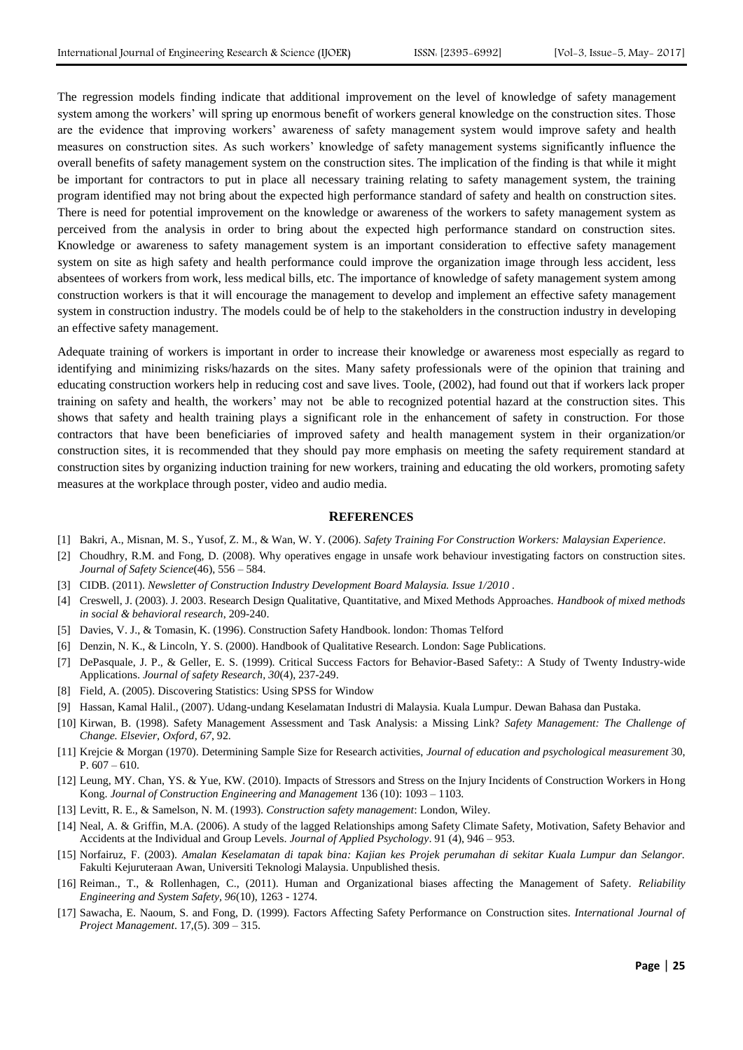The regression models finding indicate that additional improvement on the level of knowledge of safety management system among the workers' will spring up enormous benefit of workers general knowledge on the construction sites. Those are the evidence that improving workers' awareness of safety management system would improve safety and health measures on construction sites. As such workers' knowledge of safety management systems significantly influence the overall benefits of safety management system on the construction sites. The implication of the finding is that while it might be important for contractors to put in place all necessary training relating to safety management system, the training program identified may not bring about the expected high performance standard of safety and health on construction sites. There is need for potential improvement on the knowledge or awareness of the workers to safety management system as perceived from the analysis in order to bring about the expected high performance standard on construction sites. Knowledge or awareness to safety management system is an important consideration to effective safety management system on site as high safety and health performance could improve the organization image through less accident, less absentees of workers from work, less medical bills, etc. The importance of knowledge of safety management system among construction workers is that it will encourage the management to develop and implement an effective safety management system in construction industry. The models could be of help to the stakeholders in the construction industry in developing an effective safety management.

Adequate training of workers is important in order to increase their knowledge or awareness most especially as regard to identifying and minimizing risks/hazards on the sites. Many safety professionals were of the opinion that training and educating construction workers help in reducing cost and save lives. Toole, (2002), had found out that if workers lack proper training on safety and health, the workers' may not be able to recognized potential hazard at the construction sites. This shows that safety and health training plays a significant role in the enhancement of safety in construction. For those contractors that have been beneficiaries of improved safety and health management system in their organization/or construction sites, it is recommended that they should pay more emphasis on meeting the safety requirement standard at construction sites by organizing induction training for new workers, training and educating the old workers, promoting safety measures at the workplace through poster, video and audio media.

## REFERENCES

[1] Bakri, A., Misnan, M. S., Yusof, Z. M., & Wan, W. Y. (2006). *Safety Training For Construction Workers: Malaysian Experience*.

[2] Choudhry, R.M. and Fong, D. (2008). Why operatives engage in unsafe work behaviour investigating factors on construction sites. *Journal of Safety Science*(46), 556 – 584.

[3] CIDB. (2011). *Newsletter of Construction Industry Development Board Malaysia. Issue 1/2010* .

[4] Creswell, J. (2003). J. 2003. Research Design Qualitative, Quantitative, and Mixed Methods Approaches. *Handbook of mixed methods in social & behavioral research*, 209-240.

[5] Davies, V. J., & Tomasin, K. (1996). Construction Safety Handbook. london: Thomas Telford

[6] Denzin, N. K., & Lincoln, Y. S. (2000). Handbook of Qualitative Research. London: Sage Publications.

[7] DePasquale, J. P., & Geller, E. S. (1999). Critical Success Factors for Behavior-Based Safety:: A Study of Twenty Industry-wide Applications. *Journal of safety Research, 30*(4), 237-249.

[8] Field, A. (2005). Discovering Statistics: Using SPSS for Window

[9] Hassan, Kamal Halil., (2007). Udang-undang Keselamatan Industri di Malaysia. Kuala Lumpur. Dewan Bahasa dan Pustaka.

[10] Kirwan, B. (1998). Safety Management Assessment and Task Analysis: a Missing Link? *Safety Management: The Challenge of Change. Elsevier, Oxford, 67*, 92.

[11] Krejcie & Morgan (1970). Determining Sample Size for Research activities, *Journal of education and psychological measurement* 30, P. 607 – 610.

[12] Leung, MY. Chan, YS. & Yue, KW. (2010). Impacts of Stressors and Stress on the Injury Incidents of Construction Workers in Hong Kong. *Journal of Construction Engineering and Management* 136 (10): 1093 – 1103.

[13] Levitt, R. E., & Samelson, N. M. (1993). *Construction safety management*: London, Wiley.

[14] Neal, A. & Griffin, M.A. (2006). A study of the lagged Relationships among Safety Climate Safety, Motivation, Safety Behavior and Accidents at the Individual and Group Levels. *Journal of Applied Psychology*. 91 (4), 946 – 953.

[15] Norfairuz, F. (2003). *Amalan Keselamatan di tapak bina: Kajian kes Projek perumahan di sekitar Kuala Lumpur dan Selangor.* Fakulti Kejuruteraan Awan, Universiti Teknologi Malaysia. Unpublished thesis.

[16] Reiman., T., & Rollenhagen, C., (2011). Human and Organizational biases affecting the Management of Safety. *Reliability Engineering and System Safety, 96*(10), 1263 - 1274.

[17] Sawacha, E. Naoum, S. and Fong, D. (1999). Factors Affecting Safety Performance on Construction sites. *International Journal of Project Management*. 17,(5). 309 – 315.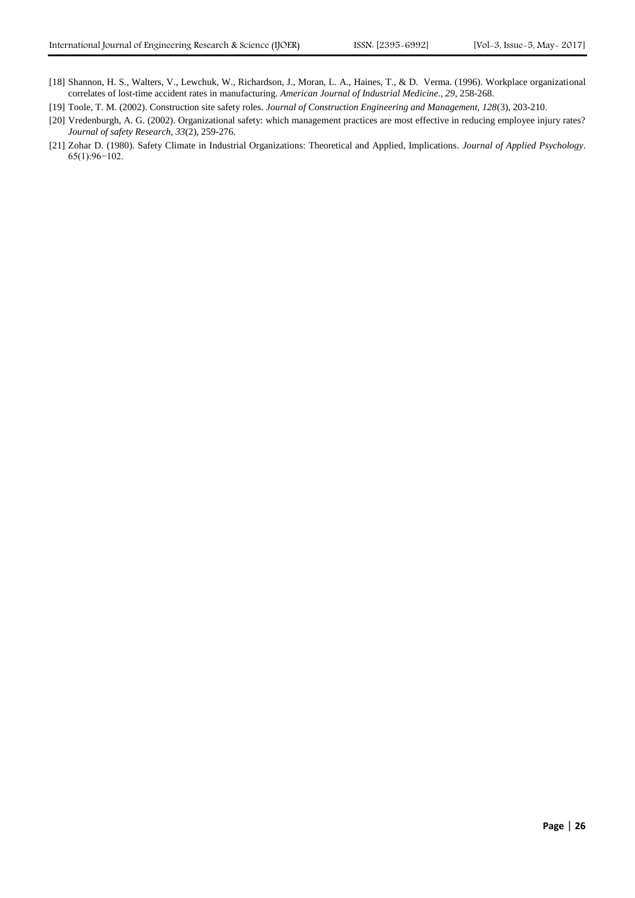[18] Shannon, H. S., Walters, V., Lewchuk, W., Richardson, J., Moran, L. A., Haines, T., & D. Verma. (1996). Workplace organizational correlates of lost-time accident rates in manufacturing. *American Journal of Industrial Medicine.*, *29*, 258-268.

[19] Toole, T. M. (2002). Construction site safety roles. *Journal of Construction Engineering and Management*, *128*(3), 203-210.

[20] Vredenburgh, A. G. (2002). Organizational safety: which management practices are most effective in reducing employee injury rates? *Journal of safety Research*, *33*(2), 259-276.

[21] Zohar D. (1980). Safety Climate in Industrial Organizations: Theoretical and Applied, Implications. *Journal of Applied Psychology*. 65(1):96−102.